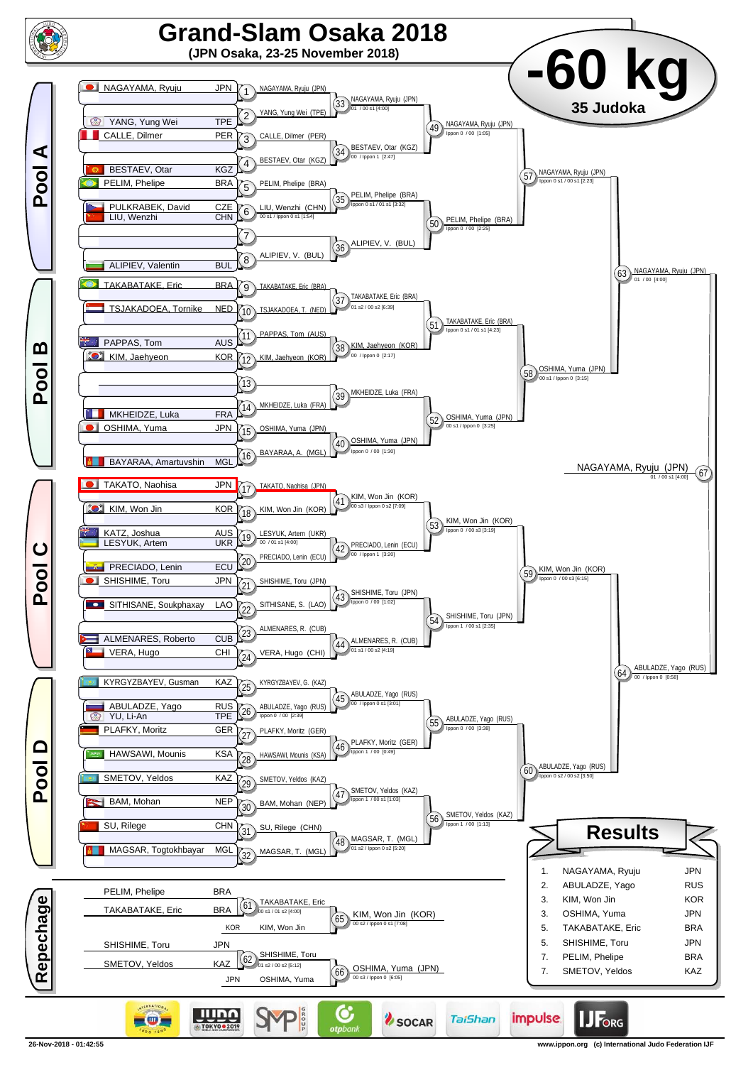# Grand-Slam Osaka 2018

**(JPN Osaka, 23-25 November 2018)**

# -60 kg

**35 Judoka**

## Pool A

| Athlete | Country |
|---|---|
| NAGAYAMA, Ryuju | JPN |
| YANG, Yung Wei | TPE |
| CALLE, Dilmer | PER |
| BESTAEV, Otar | KGZ |
| PELIM, Phelipe | BRA |
| PULKRABEK, David | CZE |
| LIU, Wenzhi | CHN |
| ALIPIEV, Valentin | BUL |

- 1: NAGAYAMA, Ryuju (JPN)
- 2: YANG, Yung Wei (TPE)
- 3: CALLE, Dilmer (PER)
- 4: BESTAEV, Otar (KGZ)
- 5: PELIM, Phelipe (BRA)
- 6: LIU, Wenzhi (CHN) — 00 s1 / Ippon 0 s1 [1:54]
- 7: —
- 8: ALIPIEV, V. (BUL)
- 33: NAGAYAMA, Ryuju (JPN) — 01 / 00 s1 [4:00]
- 34: BESTAEV, Otar (KGZ) — 00 / Ippon 1 [2:47]
- 35: PELIM, Phelipe (BRA) — Ippon 0 s1 / 01 s1 [3:32]
- 36: ALIPIEV, V. (BUL)
- 49: NAGAYAMA, Ryuju (JPN) — Ippon 0 / 00 [1:05]
- 50: PELIM, Phelipe (BRA) — Ippon 0 / 00 [2:25]
- 57: NAGAYAMA, Ryuju (JPN) — Ippon 0 s1 / 00 s1 [2:23]

## Pool B

| Athlete | Country |
|---|---|
| TAKABATAKE, Eric | BRA |
| TSJAKADOEA, Tornike | NED |
| PAPPAS, Tom | AUS |
| KIM, Jaehyeon | KOR |
| MKHEIDZE, Luka | FRA |
| OSHIMA, Yuma | JPN |
| BAYARAA, Amartuvshin | MGL |

- 9: TAKABATAKE, Eric (BRA)
- 10: TSJAKADOEA, T. (NED)
- 11: PAPPAS, Tom (AUS)
- 12: KIM, Jaehyeon (KOR)
- 13: —
- 14: MKHEIDZE, Luka (FRA)
- 15: OSHIMA, Yuma (JPN)
- 16: BAYARAA, A. (MGL)
- 37: TAKABATAKE, Eric (BRA) — 01 s2 / 00 s2 [6:39]
- 38: KIM, Jaehyeon (KOR) — 00 / Ippon 0 [2:17]
- 39: MKHEIDZE, Luka (FRA)
- 40: OSHIMA, Yuma (JPN) — Ippon 0 / 00 [1:30]
- 51: TAKABATAKE, Eric (BRA) — Ippon 0 s1 / 01 s1 [4:23]
- 52: OSHIMA, Yuma (JPN) — 00 s1 / Ippon 0 [3:25]
- 58: OSHIMA, Yuma (JPN) — 00 s1 / Ippon 0 [3:15]
- 63: NAGAYAMA, Ryuju (JPN) — 01 / 00 [4:00]

## Pool C

| Athlete | Country |
|---|---|
| TAKATO, Naohisa | JPN |
| KIM, Won Jin | KOR |
| KATZ, Joshua | AUS |
| LESYUK, Artem | UKR |
| PRECIADO, Lenin | ECU |
| SHISHIME, Toru | JPN |
| SITHISANE, Soukphaxay | LAO |
| ALMENARES, Roberto | CUB |
| VERA, Hugo | CHI |

- 17: TAKATO, Naohisa (JPN)
- 18: KIM, Won Jin (KOR)
- 19: LESYUK, Artem (UKR) — 00 / 01 s1 [4:00]
- 20: PRECIADO, Lenin (ECU)
- 21: SHISHIME, Toru (JPN)
- 22: SITHISANE, S. (LAO)
- 23: ALMENARES, R. (CUB)
- 24: VERA, Hugo (CHI)
- 41: KIM, Won Jin (KOR) — 00 s3 / Ippon 0 s2 [7:09]
- 42: PRECIADO, Lenin (ECU) — 00 / Ippon 1 [3:20]
- 43: SHISHIME, Toru (JPN) — Ippon 0 / 00 [1:02]
- 44: ALMENARES, R. (CUB) — 01 s1 / 00 s2 [4:19]
- 53: KIM, Won Jin (KOR) — Ippon 0 / 00 s3 [3:19]
- 54: SHISHIME, Toru (JPN) — Ippon 1 / 00 s1 [2:35]
- 59: KIM, Won Jin (KOR) — Ippon 0 / 00 s3 [6:15]

## Pool D

| Athlete | Country |
|---|---|
| KYRGYZBAYEV, Gusman | KAZ |
| ABULADZE, Yago | RUS |
| YU, Li-An | TPE |
| PLAFKY, Moritz | GER |
| HAWSAWI, Mounis | KSA |
| SMETOV, Yeldos | KAZ |
| BAM, Mohan | NEP |
| SU, Rilege | CHN |
| MAGSAR, Togtokhbayar | MGL |

- 25: KYRGYZBAYEV, G. (KAZ)
- 26: ABULADZE, Yago (RUS) — Ippon 0 / 00 [2:39]
- 27: PLAFKY, Moritz (GER)
- 28: HAWSAWI, Mounis (KSA)
- 29: SMETOV, Yeldos (KAZ)
- 30: BAM, Mohan (NEP)
- 31: SU, Rilege (CHN)
- 32: MAGSAR, T. (MGL)
- 45: ABULADZE, Yago (RUS) — 00 / Ippon 0 s1 [3:01]
- 46: PLAFKY, Moritz (GER) — Ippon 1 / 00 [0:49]
- 47: SMETOV, Yeldos (KAZ) — Ippon 1 / 00 s1 [1:03]
- 48: MAGSAR, T. (MGL) — 01 s2 / Ippon 0 s2 [5:20]
- 55: ABULADZE, Yago (RUS) — Ippon 0 / 00 [3:38]
- 56: SMETOV, Yeldos (KAZ) — Ippon 1 / 00 [1:13]
- 60: ABULADZE, Yago (RUS) — Ippon 0 s2 / 00 s2 [3:50]
- 64: ABULADZE, Yago (RUS) — 00 / Ippon 0 [0:58]

## Final

- 67: NAGAYAMA, Ryuju (JPN) — 01 / 00 s1 [4:00]

## Repechage

- 61: PELIM, Phelipe (BRA) vs TAKABATAKE, Eric (BRA) — TAKABATAKE, Eric — 00 s1 / 01 s2 [4:00]
- 65: TAKABATAKE, Eric vs KIM, Won Jin (KOR) — KIM, Won Jin (KOR) — 00 s2 / Ippon 0 s1 [7:08]
- 62: SHISHIME, Toru (JPN) vs SMETOV, Yeldos (KAZ) — SHISHIME, Toru — 01 s2 / 00 s2 [5:12]
- 66: SHISHIME, Toru vs OSHIMA, Yuma (JPN) — OSHIMA, Yuma (JPN) — 00 s3 / Ippon 0 [6:05]

## Results

| Rank | Athlete | Country |
|---|---|---|
| 1. | NAGAYAMA, Ryuju | JPN |
| 2. | ABULADZE, Yago | RUS |
| 3. | KIM, Won Jin | KOR |
| 3. | OSHIMA, Yuma | JPN |
| 5. | TAKABATAKE, Eric | BRA |
| 5. | SHISHIME, Toru | JPN |
| 7. | PELIM, Phelipe | BRA |
| 7. | SMETOV, Yeldos | KAZ |

26-Nov-2018 - 01:42:55

www.ippon.org (c) International Judo Federation IJF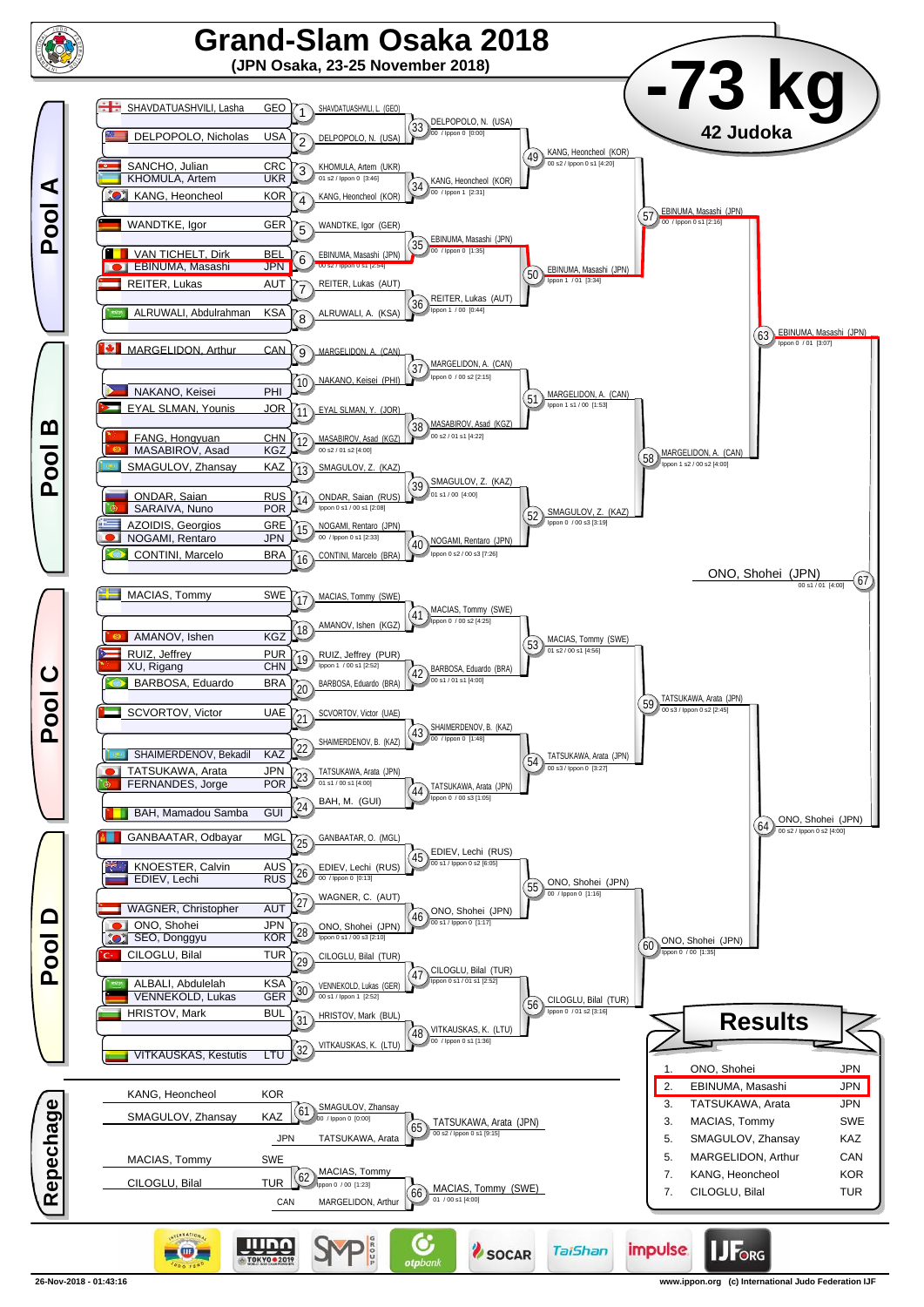# Grand-Slam Osaka 2018

**(JPN Osaka, 23-25 November 2018)**

## -73 kg

**42 Judoka**

## Pool A

| Judoka | Nation |
|---|---|
| SHAVDATUASHVILI, Lasha | GEO |
| DELPOPOLO, Nicholas | USA |
| SANCHO, Julian | CRC |
| KHOMULA, Artem | UKR |
| KANG, Heoncheol | KOR |
| WANDTKE, Igor | GER |
| VAN TICHELT, Dirk | BEL |
| EBINUMA, Masashi | JPN |
| REITER, Lukas | AUT |
| ALRUWALI, Abdulrahman | KSA |

- 1: SHAVDATUASHVILI, L. (GEO)
- 2: DELPOPOLO, N. (USA)
- 3: KHOMULA, Artem (UKR) — 01 s2 / Ippon 0 [3:46]
- 4: KANG, Heoncheol (KOR)
- 5: WANDTKE, Igor (GER)
- 6: EBINUMA, Masashi (JPN) — 00 s2 / Ippon 0 s1 [2:54]
- 7: REITER, Lukas (AUT)
- 8: ALRUWALI, A. (KSA)
- 33: DELPOPOLO, N. (USA) — 00 / Ippon 0 [0:00]
- 34: KANG, Heoncheol (KOR) — 00 / Ippon 1 [2:31]
- 35: EBINUMA, Masashi (JPN) — 00 / Ippon 0 [1:35]
- 36: REITER, Lukas (AUT) — Ippon 1 / 00 [0:44]
- 49: KANG, Heoncheol (KOR) — 00 s2 / Ippon 0 s1 [4:20]
- 50: EBINUMA, Masashi (JPN) — Ippon 1 / 01 [3:34]
- 57: EBINUMA, Masashi (JPN) — 00 / Ippon 0 s1 [2:16]

## Pool B

| Judoka | Nation |
|---|---|
| MARGELIDON, Arthur | CAN |
| NAKANO, Keisei | PHI |
| EYAL SLMAN, Younis | JOR |
| FANG, Hongyuan | CHN |
| MASABIROV, Asad | KGZ |
| SMAGULOV, Zhansay | KAZ |
| ONDAR, Saian | RUS |
| SARAIVA, Nuno | POR |
| AZOIDIS, Georgios | GRE |
| NOGAMI, Rentaro | JPN |
| CONTINI, Marcelo | BRA |

- 9: MARGELIDON, A. (CAN)
- 10: NAKANO, Keisei (PHI)
- 11: EYAL SLMAN, Y. (JOR)
- 12: MASABIROV, Asad (KGZ) — 00 s2 / 01 s2 [4:00]
- 13: SMAGULOV, Z. (KAZ)
- 14: ONDAR, Saian (RUS) — Ippon 0 s1 / 00 s1 [2:08]
- 15: NOGAMI, Rentaro (JPN) — 00 / Ippon 0 s1 [2:33]
- 16: CONTINI, Marcelo (BRA)
- 37: MARGELIDON, A. (CAN) — Ippon 0 / 00 s2 [2:15]
- 38: MASABIROV, Asad (KGZ) — 00 s2 / 01 s1 [4:22]
- 39: SMAGULOV, Z. (KAZ) — 01 s1 / 00 [4:00]
- 40: NOGAMI, Rentaro (JPN) — Ippon 0 s2 / 00 s3 [7:26]
- 51: MARGELIDON, A. (CAN) — Ippon 1 s1 / 00 [1:53]
- 52: SMAGULOV, Z. (KAZ) — Ippon 0 / 00 s3 [3:19]
- 58: MARGELIDON, A. (CAN) — Ippon 1 s2 / 00 s2 [4:00]
- 63: EBINUMA, Masashi (JPN) — Ippon 0 / 01 [3:07]

## Pool C

| Judoka | Nation |
|---|---|
| MACIAS, Tommy | SWE |
| AMANOV, Ishen | KGZ |
| RUIZ, Jeffrey | PUR |
| XU, Rigang | CHN |
| BARBOSA, Eduardo | BRA |
| SCVORTOV, Victor | UAE |
| SHAIMERDENOV, Bekadil | KAZ |
| TATSUKAWA, Arata | JPN |
| FERNANDES, Jorge | POR |
| BAH, Mamadou Samba | GUI |

- 17: MACIAS, Tommy (SWE)
- 18: AMANOV, Ishen (KGZ)
- 19: RUIZ, Jeffrey (PUR) — Ippon 1 / 00 s1 [2:52]
- 20: BARBOSA, Eduardo (BRA)
- 21: SCVORTOV, Victor (UAE)
- 22: SHAIMERDENOV, B. (KAZ)
- 23: TATSUKAWA, Arata (JPN) — 01 s1 / 00 s1 [4:00]
- 24: BAH, M. (GUI)
- 41: MACIAS, Tommy (SWE) — Ippon 0 / 00 s2 [4:25]
- 42: BARBOSA, Eduardo (BRA) — 00 s1 / 01 s1 [4:00]
- 43: SHAIMERDENOV, B. (KAZ) — 00 / Ippon 0 [1:48]
- 44: TATSUKAWA, Arata (JPN) — Ippon 0 / 00 s3 [1:05]
- 53: MACIAS, Tommy (SWE) — 01 s2 / 00 s1 [4:56]
- 54: TATSUKAWA, Arata (JPN) — 00 s3 / Ippon 0 [3:27]
- 59: TATSUKAWA, Arata (JPN) — 00 s3 / Ippon 0 s2 [2:45]

## Pool D

| Judoka | Nation |
|---|---|
| GANBAATAR, Odbayar | MGL |
| KNOESTER, Calvin | AUS |
| EDIEV, Lechi | RUS |
| WAGNER, Christopher | AUT |
| ONO, Shohei | JPN |
| SEO, Donggyu | KOR |
| CILOGLU, Bilal | TUR |
| ALBALI, Abdulelah | KSA |
| VENNEKOLD, Lukas | GER |
| HRISTOV, Mark | BUL |
| VITKAUSKAS, Kestutis | LTU |

- 25: GANBAATAR, O. (MGL)
- 26: EDIEV, Lechi (RUS) — 00 / Ippon 0 [0:13]
- 27: WAGNER, C. (AUT)
- 28: ONO, Shohei (JPN) — Ippon 0 s1 / 00 s3 [2:10]
- 29: CILOGLU, Bilal (TUR)
- 30: VENNEKOLD, Lukas (GER) — 00 s1 / Ippon 1 [2:52]
- 31: HRISTOV, Mark (BUL)
- 32: VITKAUSKAS, K. (LTU)
- 45: EDIEV, Lechi (RUS) — 00 s1 / Ippon 0 s2 [6:05]
- 46: ONO, Shohei (JPN) — 00 s1 / Ippon 0 [1:17]
- 47: CILOGLU, Bilal (TUR) — Ippon 0 s1 / 01 s1 [2:52]
- 48: VITKAUSKAS, K. (LTU) — 00 / Ippon 0 s1 [1:36]
- 55: ONO, Shohei (JPN) — 00 / Ippon 0 [1:16]
- 56: CILOGLU, Bilal (TUR) — Ippon 0 / 01 s2 [3:16]
- 60: ONO, Shohei (JPN) — Ippon 0 / 00 [1:35]
- 64: ONO, Shohei (JPN) — 00 s2 / Ippon 0 s2 [4:00]

## Final

- 67: ONO, Shohei (JPN) — 00 s1 / 01 [4:00]

## Repechage

- 61: KANG, Heoncheol (KOR) vs SMAGULOV, Zhansay (KAZ) — SMAGULOV, Zhansay — 00 / Ippon 0 [0:00]
- 65: SMAGULOV, Zhansay vs TATSUKAWA, Arata (JPN) — TATSUKAWA, Arata (JPN) — 00 s2 / Ippon 0 s1 [9:15]
- 62: MACIAS, Tommy (SWE) vs CILOGLU, Bilal (TUR) — MACIAS, Tommy — Ippon 0 / 00 [1:23]
- 66: MACIAS, Tommy vs MARGELIDON, Arthur (CAN) — MACIAS, Tommy (SWE) — 01 / 00 s1 [4:00]

## Results

| | | |
|---|---|---|
| 1. | ONO, Shohei | JPN |
| 2. | EBINUMA, Masashi | JPN |
| 3. | TATSUKAWA, Arata | JPN |
| 3. | MACIAS, Tommy | SWE |
| 5. | SMAGULOV, Zhansay | KAZ |
| 5. | MARGELIDON, Arthur | CAN |
| 7. | KANG, Heoncheol | KOR |
| 7. | CILOGLU, Bilal | TUR |

26-Nov-2018 - 01:43:16

www.ippon.org (c) International Judo Federation IJF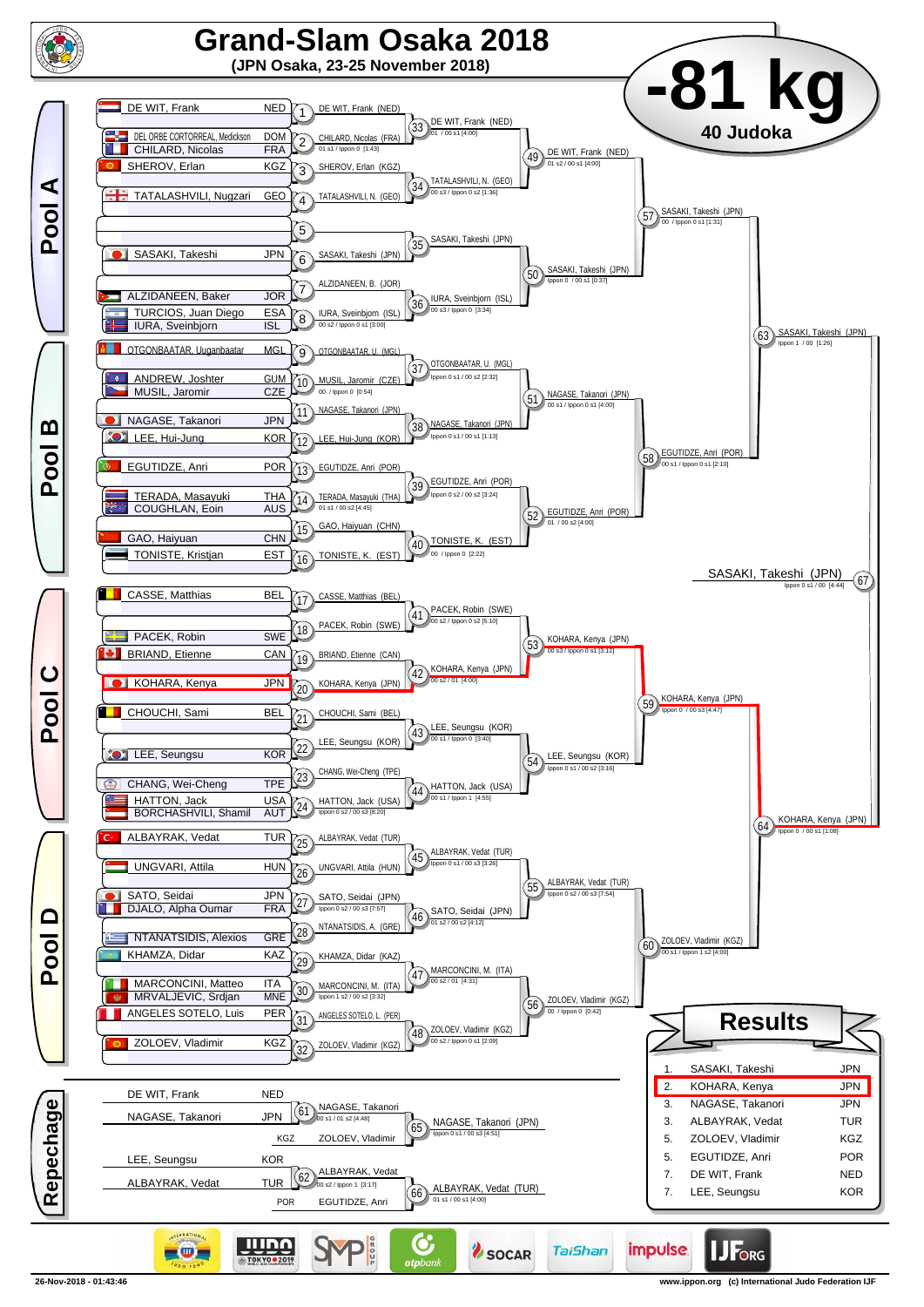# Grand-Slam Osaka 2018

**(JPN Osaka, 23-25 November 2018)**

# -81 kg

**40 Judoka**

## Pool A

| Judoka | Nation |
|---|---|
| DE WIT, Frank | NED |
| DEL ORBE CORTORREAL, Medickson | DOM |
| CHILARD, Nicolas | FRA |
| SHEROV, Erlan | KGZ |
| TATALASHVILI, Nugzari | GEO |
| SASAKI, Takeshi | JPN |
| ALZIDANEEN, Baker | JOR |
| TURCIOS, Juan Diego | ESA |
| IURA, Sveinbjorn | ISL |

- 1: DE WIT, Frank (NED)
- 2: CHILARD, Nicolas (FRA) — 01 s1 / Ippon 0 [1:43]
- 3: SHEROV, Erlan (KGZ)
- 4: TATALASHVILI, N. (GEO)
- 5: —
- 6: SASAKI, Takeshi (JPN)
- 7: ALZIDANEEN, B. (JOR)
- 8: IURA, Sveinbjorn (ISL) — 00 s2 / Ippon 0 s1 [3:00]
- 33: DE WIT, Frank (NED) — 01 / 00 s1 [4:00]
- 34: TATALASHVILI, N. (GEO) — 00 s3 / Ippon 0 s2 [1:36]
- 35: SASAKI, Takeshi (JPN)
- 36: IURA, Sveinbjorn (ISL) — 00 s3 / Ippon 0 [3:34]
- 49: DE WIT, Frank (NED) — 01 s2 / 00 s1 [4:00]
- 50: SASAKI, Takeshi (JPN) — Ippon 0 / 00 s1 [0:37]
- 57: SASAKI, Takeshi (JPN) — 00 / Ippon 0 s1 [1:31]

## Pool B

| Judoka | Nation |
|---|---|
| OTGONBAATAR, Uuganbaatar | MGL |
| ANDREW, Joshter | GUM |
| MUSIL, Jaromir | CZE |
| NAGASE, Takanori | JPN |
| LEE, Hui-Jung | KOR |
| EGUTIDZE, Anri | POR |
| TERADA, Masayuki | THA |
| COUGHLAN, Eoin | AUS |
| GAO, Haiyuan | CHN |
| TONISTE, Kristjan | EST |

- 9: OTGONBAATAR, U. (MGL)
- 10: MUSIL, Jaromir (CZE) — 00 / Ippon 0 [0:54]
- 11: NAGASE, Takanori (JPN)
- 12: LEE, Hui-Jung (KOR)
- 13: EGUTIDZE, Anri (POR)
- 14: TERADA, Masayuki (THA) — 01 s1 / 00 s2 [4:45]
- 15: GAO, Haiyuan (CHN)
- 16: TONISTE, K. (EST)
- 37: OTGONBAATAR, U. (MGL) — Ippon 0 s1 / 00 s2 [2:32]
- 38: NAGASE, Takanori (JPN) — Ippon 0 s1 / 00 s1 [1:13]
- 39: EGUTIDZE, Anri (POR) — Ippon 0 s2 / 00 s2 [3:24]
- 40: TONISTE, K. (EST) — 00 / Ippon 0 [2:22]
- 51: NAGASE, Takanori (JPN) — 00 s1 / Ippon 0 s1 [4:00]
- 52: EGUTIDZE, Anri (POR) — 01 / 00 s2 [4:00]
- 58: EGUTIDZE, Anri (POR) — 00 s1 / Ippon 0 s1 [2:10]
- 63: SASAKI, Takeshi (JPN) — Ippon 1 / 00 [1:26]

## Pool C

| Judoka | Nation |
|---|---|
| CASSE, Matthias | BEL |
| PACEK, Robin | SWE |
| BRIAND, Etienne | CAN |
| KOHARA, Kenya | JPN |
| CHOUCHI, Sami | BEL |
| LEE, Seungsu | KOR |
| CHANG, Wei-Cheng | TPE |
| HATTON, Jack | USA |
| BORCHASHVILI, Shamil | AUT |

- 17: CASSE, Matthias (BEL)
- 18: PACEK, Robin (SWE)
- 19: BRIAND, Etienne (CAN)
- 20: KOHARA, Kenya (JPN)
- 21: CHOUCHI, Sami (BEL)
- 22: LEE, Seungsu (KOR)
- 23: CHANG, Wei-Cheng (TPE)
- 24: HATTON, Jack (USA) — Ippon 0 s2 / 00 s3 [8:20]
- 41: PACEK, Robin (SWE) — 00 s2 / Ippon 0 s2 [5:10]
- 42: KOHARA, Kenya (JPN) — 00 s2 / 01 [4:00]
- 43: LEE, Seungsu (KOR) — 00 s1 / Ippon 0 [3:40]
- 44: HATTON, Jack (USA) — 00 s1 / Ippon 1 [4:55]
- 53: KOHARA, Kenya (JPN) — 00 s3 / Ippon 0 s1 [3:12]
- 54: LEE, Seungsu (KOR) — Ippon 0 s1 / 00 s2 [3:16]
- 59: KOHARA, Kenya (JPN) — Ippon 0 / 00 s3 [4:47]

## Pool D

| Judoka | Nation |
|---|---|
| ALBAYRAK, Vedat | TUR |
| UNGVARI, Attila | HUN |
| SATO, Seidai | JPN |
| DJALO, Alpha Oumar | FRA |
| NTANATSIDIS, Alexios | GRE |
| KHAMZA, Didar | KAZ |
| MARCONCINI, Matteo | ITA |
| MRVALJEVIC, Srdjan | MNE |
| ANGELES SOTELO, Luis | PER |
| ZOLOEV, Vladimir | KGZ |

- 25: ALBAYRAK, Vedat (TUR)
- 26: UNGVARI, Attila (HUN)
- 27: SATO, Seidai (JPN) — Ippon 0 s2 / 00 s3 [7:57]
- 28: NTANATSIDIS, A. (GRE)
- 29: KHAMZA, Didar (KAZ)
- 30: MARCONCINI, M. (ITA) — Ippon 1 s2 / 00 s2 [3:32]
- 31: ANGELES SOTELO, L. (PER)
- 32: ZOLOEV, Vladimir (KGZ)
- 45: ALBAYRAK, Vedat (TUR) — Ippon 0 s1 / 00 s3 [3:26]
- 46: SATO, Seidai (JPN) — 01 s2 / 00 s2 [4:12]
- 47: MARCONCINI, M. (ITA) — 00 s2 / 01 [4:31]
- 48: ZOLOEV, Vladimir (KGZ) — 00 s2 / Ippon 0 s1 [2:09]
- 55: ALBAYRAK, Vedat (TUR) — Ippon 0 s2 / 00 s3 [7:54]
- 56: ZOLOEV, Vladimir (KGZ) — 00 / Ippon 0 [0:42]
- 60: ZOLOEV, Vladimir (KGZ) — 00 s1 / Ippon 1 s2 [4:00]
- 64: KOHARA, Kenya (JPN) — Ippon 0 / 00 s1 [1:08]

## Final

- 67: SASAKI, Takeshi (JPN) — Ippon 0 s1 / 00 [4:44]

## Repechage

- 61: DE WIT, Frank (NED) vs NAGASE, Takanori (JPN) — NAGASE, Takanori — 00 s1 / 01 s2 [4:48]
- 65: NAGASE, Takanori (JPN) vs ZOLOEV, Vladimir (KGZ) — NAGASE, Takanori (JPN) — Ippon 0 s1 / 00 s3 [4:51]
- 62: LEE, Seungsu (KOR) vs ALBAYRAK, Vedat (TUR) — ALBAYRAK, Vedat — 00 s2 / Ippon 1 [3:17]
- 66: ALBAYRAK, Vedat (TUR) vs EGUTIDZE, Anri (POR) — ALBAYRAK, Vedat (TUR) — 01 s1 / 00 s1 [4:00]

## Results

| | | |
|---|---|---|
| 1. | SASAKI, Takeshi | JPN |
| 2. | KOHARA, Kenya | JPN |
| 3. | NAGASE, Takanori | JPN |
| 3. | ALBAYRAK, Vedat | TUR |
| 5. | ZOLOEV, Vladimir | KGZ |
| 5. | EGUTIDZE, Anri | POR |
| 7. | DE WIT, Frank | NED |
| 7. | LEE, Seungsu | KOR |

26-Nov-2018 - 01:43:46

www.ippon.org (c) International Judo Federation IJF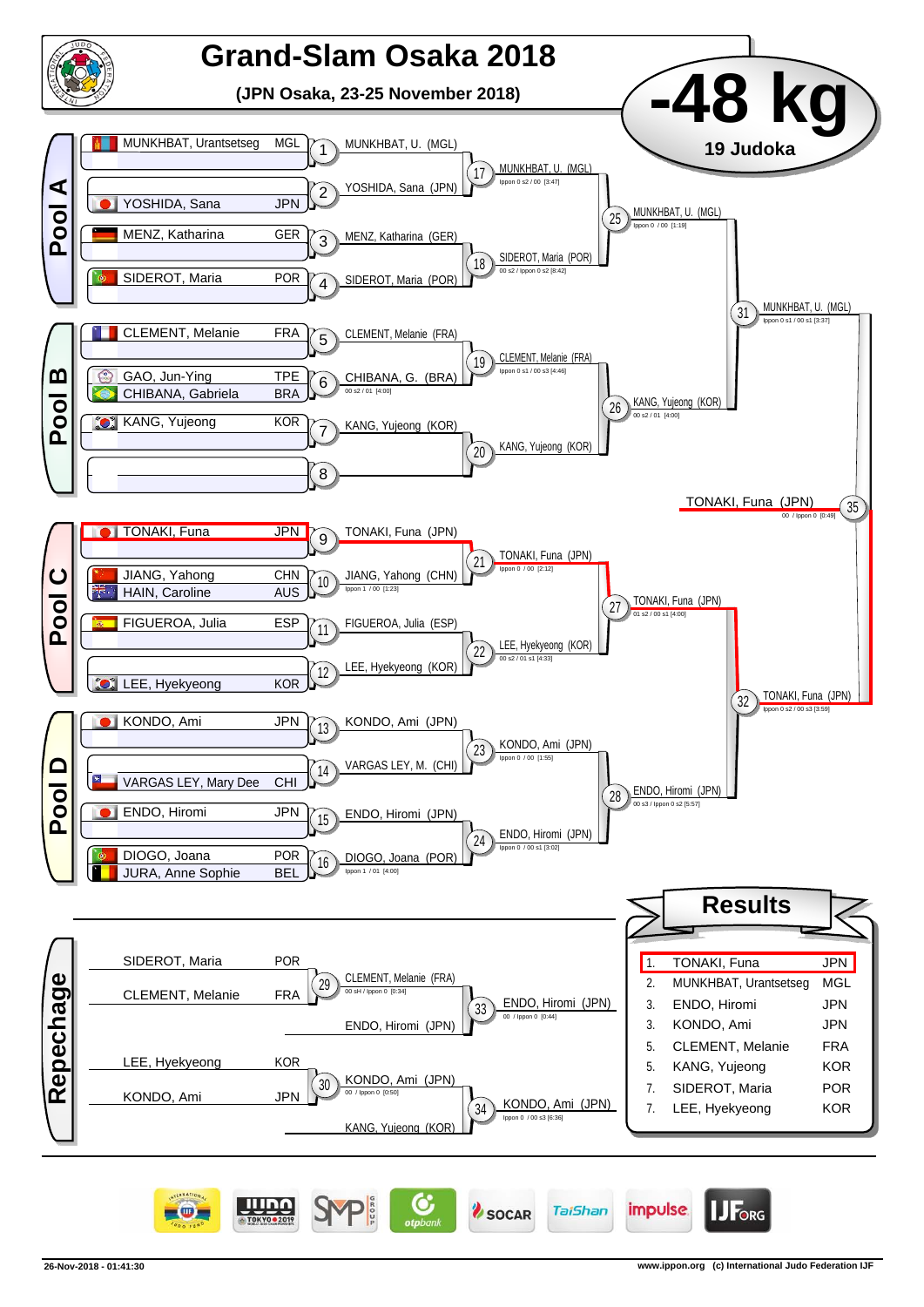# Grand-Slam Osaka 2018

**(JPN Osaka, 23-25 November 2018)**

# -48 kg

**19 Judoka**

## Pool A

MUNKHBAT, Urantsetseg MGL

YOSHIDA, Sana JPN

MENZ, Katharina GER

SIDEROT, Maria POR

1. MUNKHBAT, U. (MGL)
2. YOSHIDA, Sana (JPN)
3. MENZ, Katharina (GER)
4. SIDEROT, Maria (POR)

17. MUNKHBAT, U. (MGL) — Ippon 0 s2 / 00 [3:47]

18. SIDEROT, Maria (POR) — 00 s2 / Ippon 0 s2 [8:42]

25. MUNKHBAT, U. (MGL) — Ippon 0 / 00 [1:19]

## Pool B

CLEMENT, Melanie FRA

GAO, Jun-Ying TPE

CHIBANA, Gabriela BRA

KANG, Yujeong KOR

5. CLEMENT, Melanie (FRA)
6. CHIBANA, G. (BRA) — 00 s2 / 01 [4:00]
7. KANG, Yujeong (KOR)
8.

19. CLEMENT, Melanie (FRA) — Ippon 0 s1 / 00 s3 [4:46]

20. KANG, Yujeong (KOR)

26. KANG, Yujeong (KOR) — 00 s2 / 01 [4:00]

31. MUNKHBAT, U. (MGL) — Ippon 0 s1 / 00 s1 [3:37]

## Pool C

TONAKI, Funa JPN

JIANG, Yahong CHN

HAIN, Caroline AUS

FIGUEROA, Julia ESP

LEE, Hyekyeong KOR

9. TONAKI, Funa (JPN)
10. JIANG, Yahong (CHN) — Ippon 1 / 00 [1:23]
11. FIGUEROA, Julia (ESP)
12. LEE, Hyekyeong (KOR)

21. TONAKI, Funa (JPN) — Ippon 0 / 00 [2:12]

22. LEE, Hyekyeong (KOR) — 00 s2 / 01 s1 [4:33]

27. TONAKI, Funa (JPN) — 01 s2 / 00 s1 [4:00]

## Pool D

KONDO, Ami JPN

VARGAS LEY, Mary Dee CHI

ENDO, Hiromi JPN

DIOGO, Joana POR

JURA, Anne Sophie BEL

13. KONDO, Ami (JPN)
14. VARGAS LEY, M. (CHI)
15. ENDO, Hiromi (JPN)
16. DIOGO, Joana (POR) — Ippon 1 / 01 [4:00]

23. KONDO, Ami (JPN) — Ippon 0 / 00 [1:55]

24. ENDO, Hiromi (JPN) — Ippon 0 / 00 s1 [3:02]

28. ENDO, Hiromi (JPN) — 00 s3 / Ippon 0 s2 [5:57]

32. TONAKI, Funa (JPN) — Ippon 0 s2 / 00 s3 [3:59]

35. TONAKI, Funa (JPN) — 00 / Ippon 0 [0:49]

## Repechage

SIDEROT, Maria POR

CLEMENT, Melanie FRA

29. CLEMENT, Melanie (FRA) — 00 sH / Ippon 0 [0:34]

ENDO, Hiromi (JPN)

33. ENDO, Hiromi (JPN) — 00 / Ippon 0 [0:44]

LEE, Hyekyeong KOR

KONDO, Ami JPN

30. KONDO, Ami (JPN) — 00 / Ippon 0 [0:50]

KANG, Yujeong (KOR)

34. KONDO, Ami (JPN) — Ippon 0 / 00 s3 [6:36]

## Results

| | | |
|---|---|---|
| 1. | TONAKI, Funa | JPN |
| 2. | MUNKHBAT, Urantsetseg | MGL |
| 3. | ENDO, Hiromi | JPN |
| 3. | KONDO, Ami | JPN |
| 5. | CLEMENT, Melanie | FRA |
| 5. | KANG, Yujeong | KOR |
| 7. | SIDEROT, Maria | POR |
| 7. | LEE, Hyekyeong | KOR |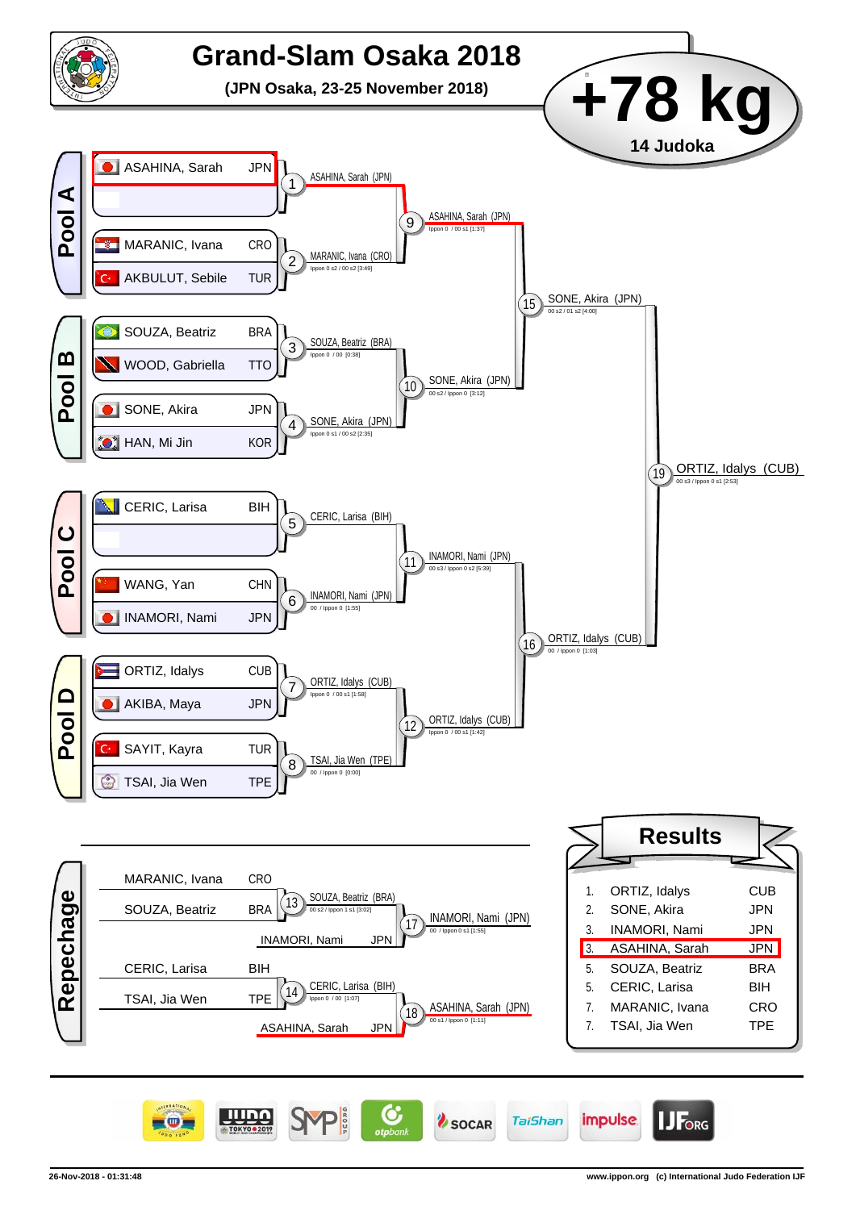# Grand-Slam Osaka 2018

**(JPN Osaka, 23-25 November 2018)**

# +78 kg

**14 Judoka**

## Pool A

| Athlete | Country |
|---|---|
| ASAHINA, Sarah | JPN |
| | |
| MARANIC, Ivana | CRO |
| AKBULUT, Sebile | TUR |

1. ASAHINA, Sarah (JPN)
2. MARANIC, Ivana (CRO) — Ippon 0 s2 / 00 s2 [3:49]

9. ASAHINA, Sarah (JPN) — Ippon 0 / 00 s1 [1:37]

## Pool B

| Athlete | Country |
|---|---|
| SOUZA, Beatriz | BRA |
| WOOD, Gabriella | TTO |
| SONE, Akira | JPN |
| HAN, Mi Jin | KOR |

3. SOUZA, Beatriz (BRA) — Ippon 0 / 00 [0:38]
4. SONE, Akira (JPN) — Ippon 0 s1 / 00 s2 [2:35]

10. SONE, Akira (JPN) — 00 s2 / Ippon 0 [3:12]

15. SONE, Akira (JPN) — 00 s2 / 01 s2 [4:00]

## Pool C

| Athlete | Country |
|---|---|
| CERIC, Larisa | BIH |
| | |
| WANG, Yan | CHN |
| INAMORI, Nami | JPN |

5. CERIC, Larisa (BIH)
6. INAMORI, Nami (JPN) — 00 / Ippon 0 [1:55]

11. INAMORI, Nami (JPN) — 00 s3 / Ippon 0 s2 [5:39]

## Pool D

| Athlete | Country |
|---|---|
| ORTIZ, Idalys | CUB |
| AKIBA, Maya | JPN |
| SAYIT, Kayra | TUR |
| TSAI, Jia Wen | TPE |

7. ORTIZ, Idalys (CUB) — Ippon 0 / 00 s1 [1:58]
8. TSAI, Jia Wen (TPE) — 00 / Ippon 0 [0:00]

12. ORTIZ, Idalys (CUB) — Ippon 0 / 00 s1 [1:42]

16. ORTIZ, Idalys (CUB) — 00 / Ippon 0 [1:03]

## Final

19. ORTIZ, Idalys (CUB) — 00 s3 / Ippon 0 s1 [2:53]

## Repechage

| Athlete | Country |
|---|---|
| MARANIC, Ivana | CRO |
| SOUZA, Beatriz | BRA |
| INAMORI, Nami | JPN |
| CERIC, Larisa | BIH |
| TSAI, Jia Wen | TPE |
| ASAHINA, Sarah | JPN |

13. SOUZA, Beatriz (BRA) — 00 s2 / Ippon 1 s1 [3:02]
14. CERIC, Larisa (BIH) — Ippon 0 / 00 [1:07]
17. INAMORI, Nami (JPN) — 00 / Ippon 0 s1 [1:55]
18. ASAHINA, Sarah (JPN) — 00 s1 / Ippon 0 [1:11]

## Results

| Rank | Athlete | Country |
|---|---|---|
| 1. | ORTIZ, Idalys | CUB |
| 2. | SONE, Akira | JPN |
| 3. | INAMORI, Nami | JPN |
| 3. | ASAHINA, Sarah | JPN |
| 5. | SOUZA, Beatriz | BRA |
| 5. | CERIC, Larisa | BIH |
| 7. | MARANIC, Ivana | CRO |
| 7. | TSAI, Jia Wen | TPE |

26-Nov-2018 - 01:31:48 www.ippon.org (c) International Judo Federation IJF